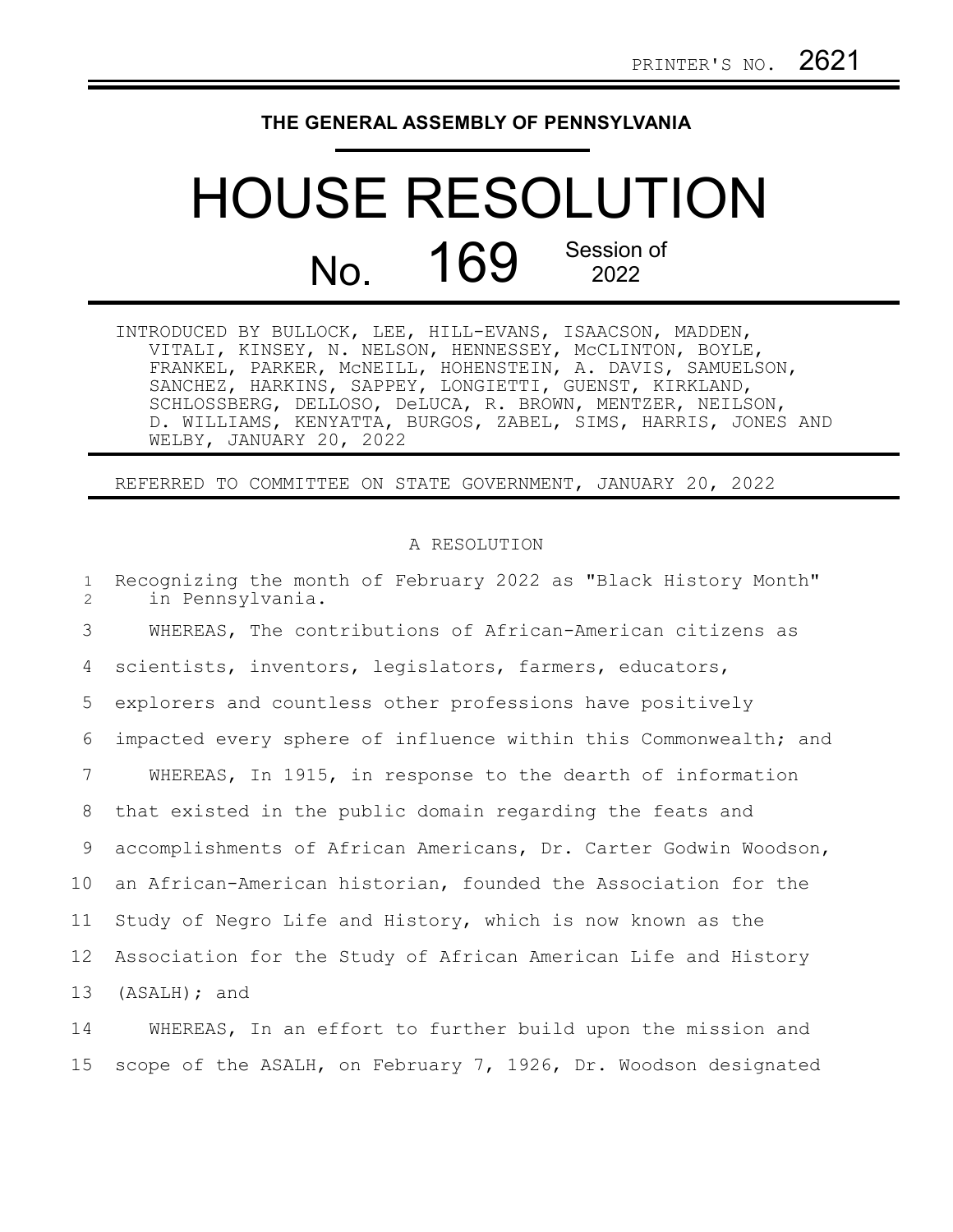PRINTER'S NO. 2621

**THE GENERAL ASSEMBLY OF PENNSYLVANIA**

# HOUSE RESOLUTION

## No. 169 Session of 2022

INTRODUCED BY BULLOCK, LEE, HILL-EVANS, ISAACSON, MADDEN, VITALI, KINSEY, N. NELSON, HENNESSEY, McCLINTON, BOYLE, FRANKEL, PARKER, McNEILL, HOHENSTEIN, A. DAVIS, SAMUELSON, SANCHEZ, HARKINS, SAPPEY, LONGIETTI, GUENST, KIRKLAND, SCHLOSSBERG, DELLOSO, DeLUCA, R. BROWN, MENTZER, NEILSON, D. WILLIAMS, KENYATTA, BURGOS, ZABEL, SIMS, HARRIS, JONES AND WELBY, JANUARY 20, 2022

REFERRED TO COMMITTEE ON STATE GOVERNMENT, JANUARY 20, 2022

A RESOLUTION

1 Recognizing the month of February 2022 as "Black History Month"
2 in Pennsylvania.

3 WHEREAS, The contributions of African-American citizens as
4 scientists, inventors, legislators, farmers, educators,
5 explorers and countless other professions have positively
6 impacted every sphere of influence within this Commonwealth; and
7 WHEREAS, In 1915, in response to the dearth of information
8 that existed in the public domain regarding the feats and
9 accomplishments of African Americans, Dr. Carter Godwin Woodson,
10 an African-American historian, founded the Association for the
11 Study of Negro Life and History, which is now known as the
12 Association for the Study of African American Life and History
13 (ASALH); and
14 WHEREAS, In an effort to further build upon the mission and
15 scope of the ASALH, on February 7, 1926, Dr. Woodson designated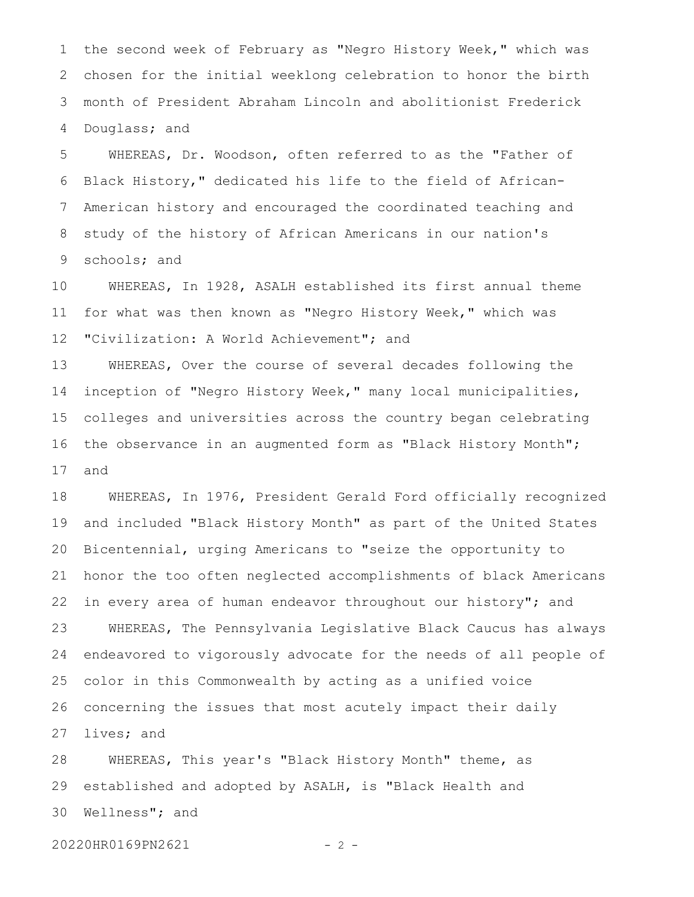the second week of February as "Negro History Week," which was chosen for the initial weeklong celebration to honor the birth month of President Abraham Lincoln and abolitionist Frederick Douglass; and

WHEREAS, Dr. Woodson, often referred to as the "Father of Black History," dedicated his life to the field of African-American history and encouraged the coordinated teaching and study of the history of African Americans in our nation's schools; and

WHEREAS, In 1928, ASALH established its first annual theme for what was then known as "Negro History Week," which was "Civilization: A World Achievement"; and

WHEREAS, Over the course of several decades following the inception of "Negro History Week," many local municipalities, colleges and universities across the country began celebrating the observance in an augmented form as "Black History Month"; and

WHEREAS, In 1976, President Gerald Ford officially recognized and included "Black History Month" as part of the United States Bicentennial, urging Americans to "seize the opportunity to honor the too often neglected accomplishments of black Americans in every area of human endeavor throughout our history"; and

WHEREAS, The Pennsylvania Legislative Black Caucus has always endeavored to vigorously advocate for the needs of all people of color in this Commonwealth by acting as a unified voice concerning the issues that most acutely impact their daily lives; and

WHEREAS, This year's "Black History Month" theme, as established and adopted by ASALH, is "Black Health and Wellness"; and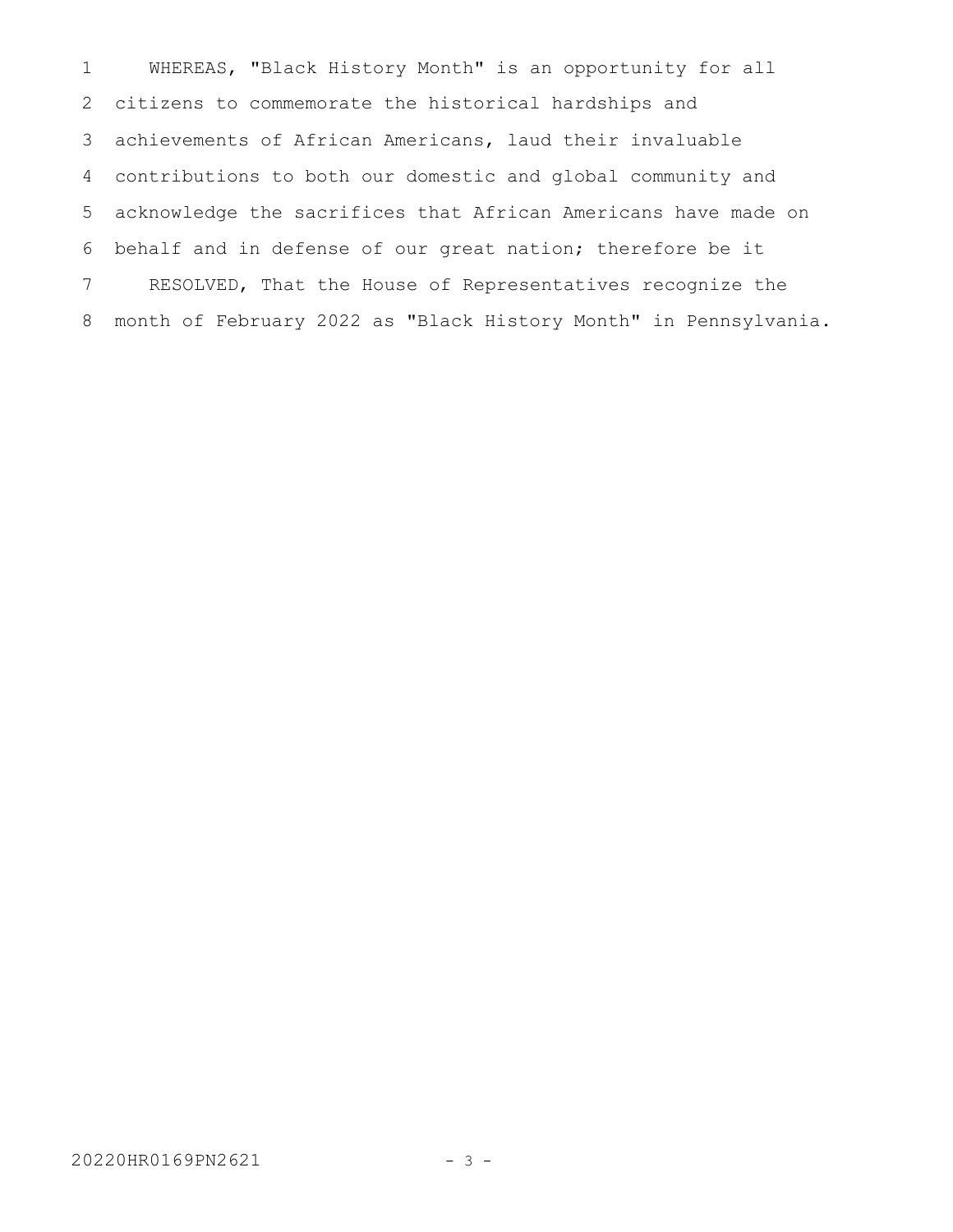WHEREAS, "Black History Month" is an opportunity for all citizens to commemorate the historical hardships and achievements of African Americans, laud their invaluable contributions to both our domestic and global community and acknowledge the sacrifices that African Americans have made on behalf and in defense of our great nation; therefore be it

RESOLVED, That the House of Representatives recognize the month of February 2022 as "Black History Month" in Pennsylvania.